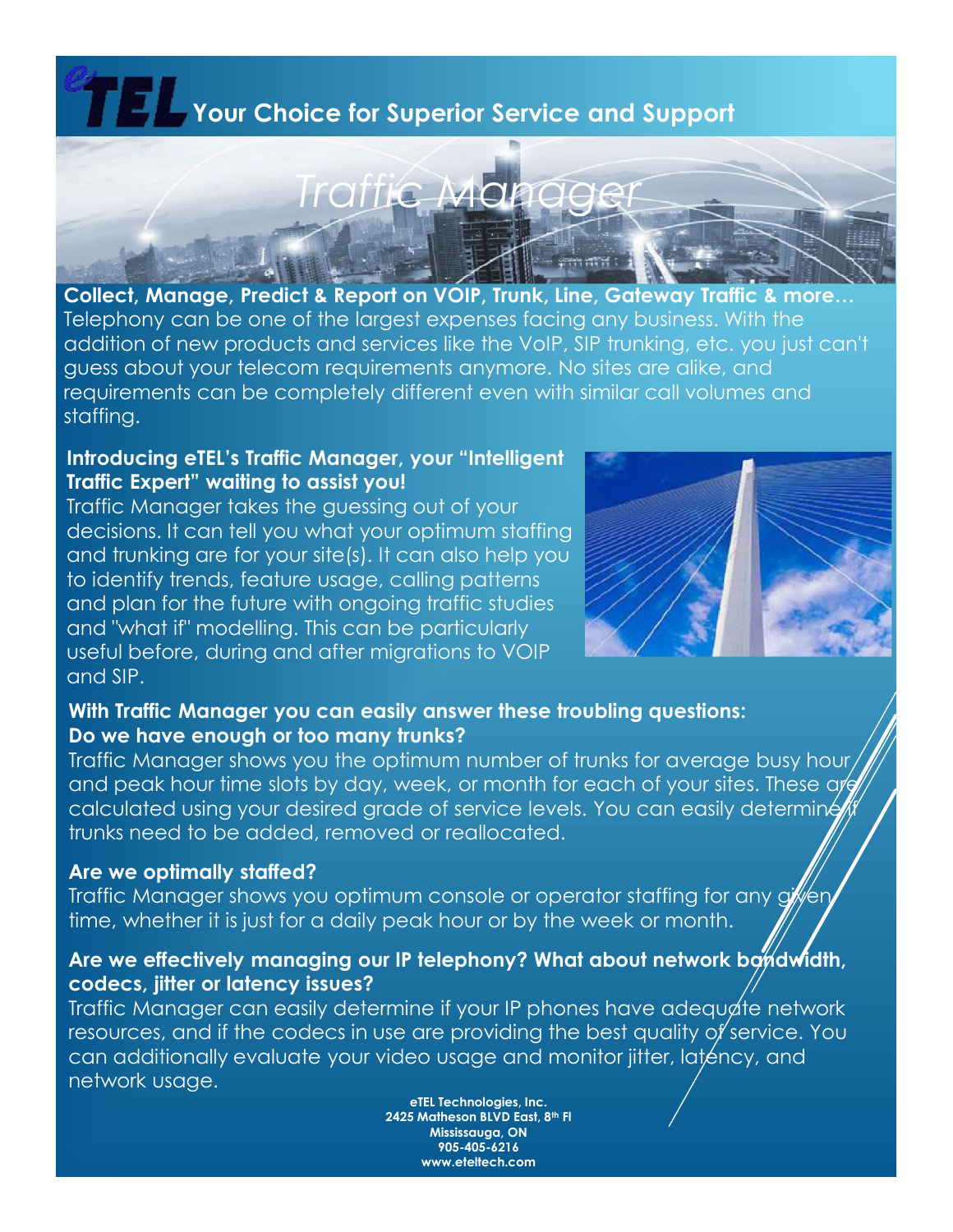**eTEL** Your Choice for Superior Service and Support

# *Traffic Manager*

**Collect, Manage, Predict & Report on VOIP, Trunk, Line, Gateway Traffic & more…**
Telephony can be one of the largest expenses facing any business. With the addition of new products and services like the VoIP, SIP trunking, etc. you just can't guess about your telecom requirements anymore. No sites are alike, and requirements can be completely different even with similar call volumes and staffing.

**Introducing eTEL's Traffic Manager, your "Intelligent Traffic Expert" waiting to assist you!**
Traffic Manager takes the guessing out of your decisions. It can tell you what your optimum staffing and trunking are for your site(s). It can also help you to identify trends, feature usage, calling patterns and plan for the future with ongoing traffic studies and "what if" modelling. This can be particularly useful before, during and after migrations to VOIP and SIP.

**With Traffic Manager you can easily answer these troubling questions:**
**Do we have enough or too many trunks?**
Traffic Manager shows you the optimum number of trunks for average busy hour and peak hour time slots by day, week, or month for each of your sites. These are calculated using your desired grade of service levels. You can easily determine if trunks need to be added, removed or reallocated.

**Are we optimally staffed?**
Traffic Manager shows you optimum console or operator staffing for any given time, whether it is just for a daily peak hour or by the week or month.

**Are we effectively managing our IP telephony? What about network bandwidth, codecs, jitter or latency issues?**
Traffic Manager can easily determine if your IP phones have adequate network resources, and if the codecs in use are providing the best quality of service. You can additionally evaluate your video usage and monitor jitter, latency, and network usage.

**eTEL Technologies, Inc.**
**2425 Matheson BLVD East, 8th Fl**
**Mississauga, ON**
**905-405-6216**
**www.eteltech.com**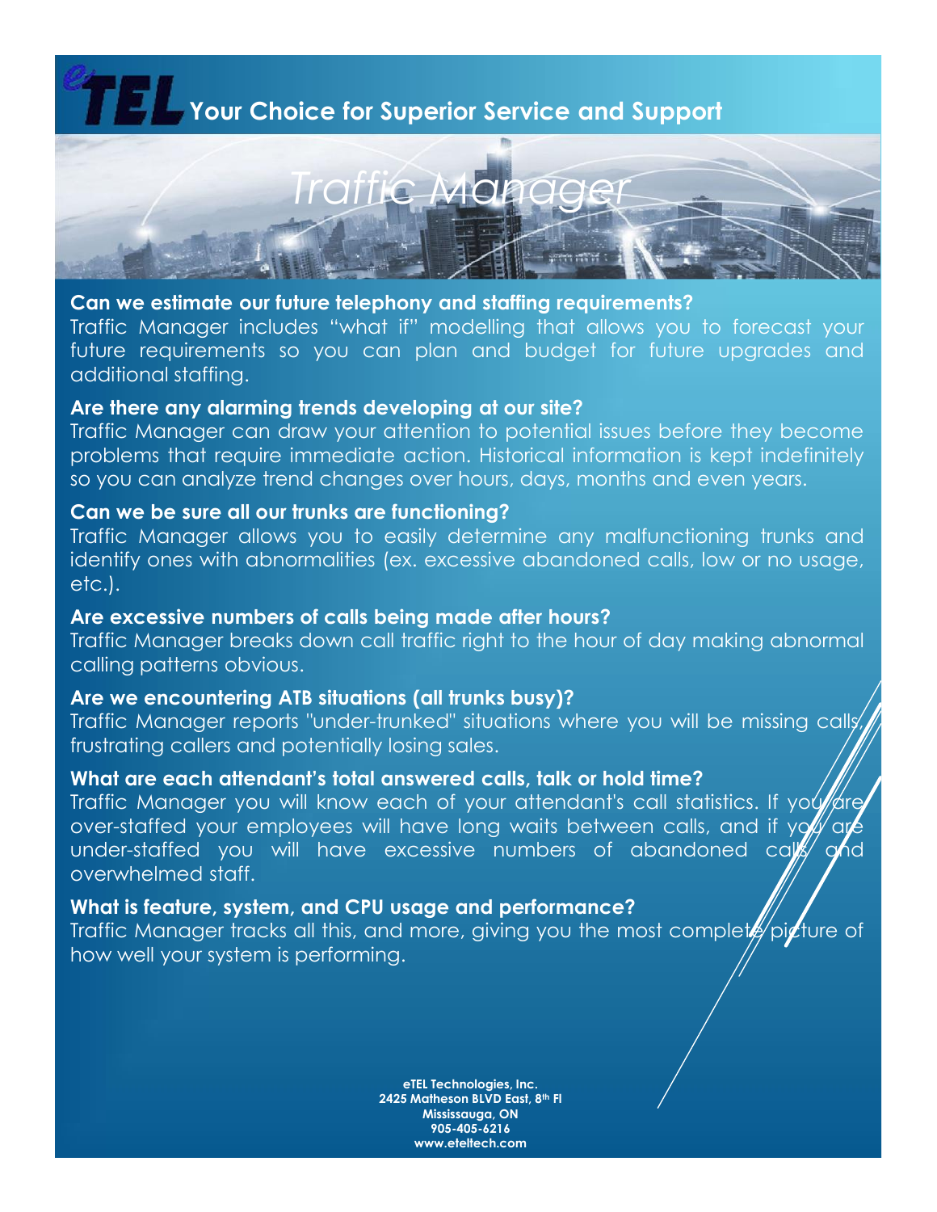**Your Choice for Superior Service and Support**

# *Traffic Manager*

**Can we estimate our future telephony and staffing requirements?**
Traffic Manager includes "what if" modelling that allows you to forecast your future requirements so you can plan and budget for future upgrades and additional staffing.

**Are there any alarming trends developing at our site?**
Traffic Manager can draw your attention to potential issues before they become problems that require immediate action. Historical information is kept indefinitely so you can analyze trend changes over hours, days, months and even years.

**Can we be sure all our trunks are functioning?**
Traffic Manager allows you to easily determine any malfunctioning trunks and identify ones with abnormalities (ex. excessive abandoned calls, low or no usage, etc.).

**Are excessive numbers of calls being made after hours?**
Traffic Manager breaks down call traffic right to the hour of day making abnormal calling patterns obvious.

**Are we encountering ATB situations (all trunks busy)?**
Traffic Manager reports "under-trunked" situations where you will be missing calls, frustrating callers and potentially losing sales.

**What are each attendant's total answered calls, talk or hold time?**
Traffic Manager you will know each of your attendant's call statistics. If you are over-staffed your employees will have long waits between calls, and if you are under-staffed you will have excessive numbers of abandoned calls and overwhelmed staff.

**What is feature, system, and CPU usage and performance?**
Traffic Manager tracks all this, and more, giving you the most complete picture of how well your system is performing.

**eTEL Technologies, Inc.**
**2425 Matheson BLVD East, 8th Fl**
**Mississauga, ON**
**905-405-6216**
**www.eteltech.com**